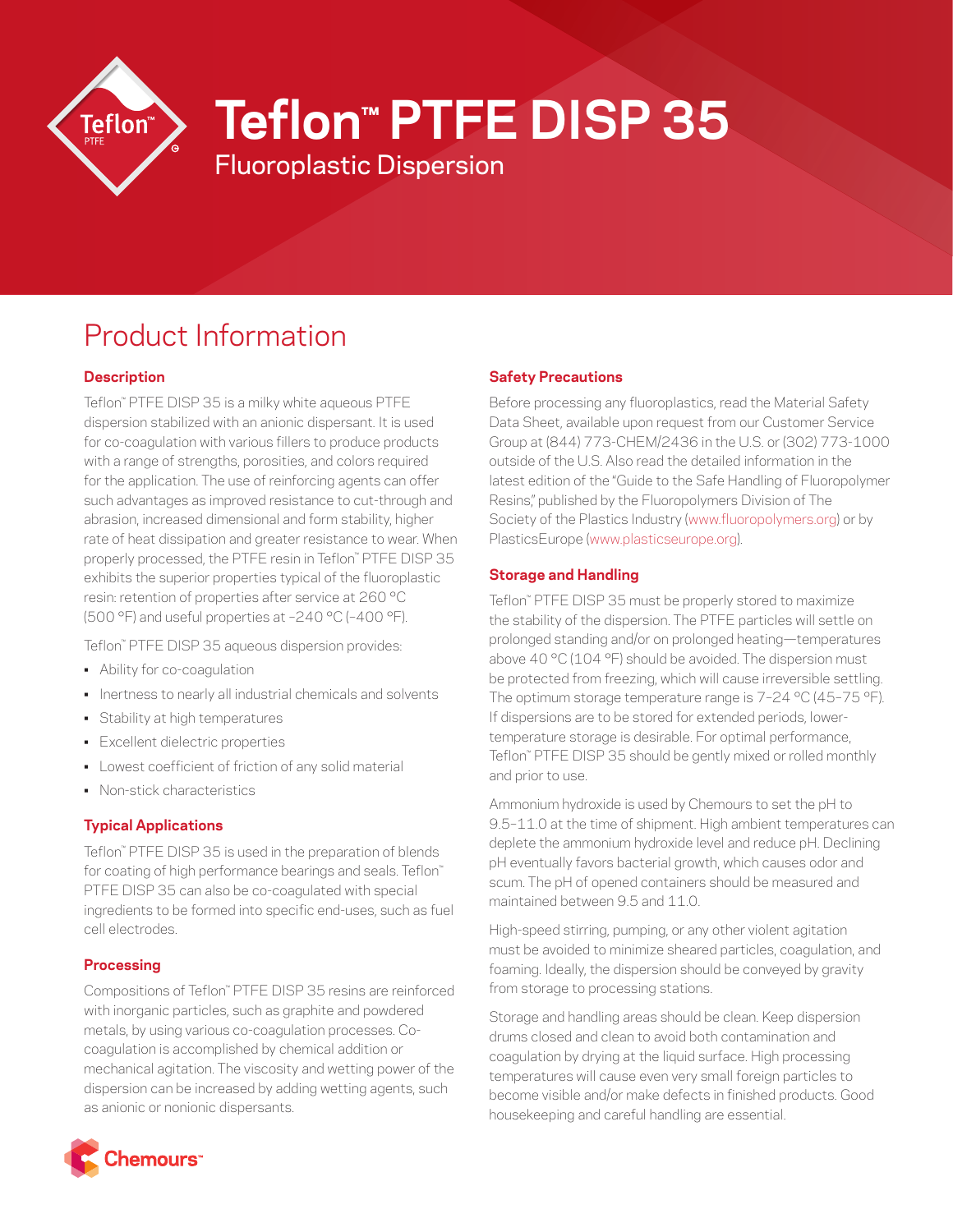# Teflon™ PTFE DISP 35

Fluoroplastic Dispersion

## Product Information

### Description

Teflon™ PTFE DISP 35 is a milky white aqueous PTFE dispersion stabilized with an anionic dispersant. It is used for co-coagulation with various fillers to produce products with a range of strengths, porosities, and colors required for the application. The use of reinforcing agents can offer such advantages as improved resistance to cut-through and abrasion, increased dimensional and form stability, higher rate of heat dissipation and greater resistance to wear. When properly processed, the PTFE resin in Teflon™ PTFE DISP 35 exhibits the superior properties typical of the fluoroplastic resin: retention of properties after service at 260 °C (500 °F) and useful properties at −240 °C (−400 °F).

Teflon™ PTFE DISP 35 aqueous dispersion provides:

- Ability for co-coagulation
- Inertness to nearly all industrial chemicals and solvents
- Stability at high temperatures
- Excellent dielectric properties
- Lowest coefficient of friction of any solid material
- Non-stick characteristics

### Typical Applications

Teflon™ PTFE DISP 35 is used in the preparation of blends for coating of high performance bearings and seals. Teflon™ PTFE DISP 35 can also be co-coagulated with special ingredients to be formed into specific end-uses, such as fuel cell electrodes.

### Processing

Compositions of Teflon™ PTFE DISP 35 resins are reinforced with inorganic particles, such as graphite and powdered metals, by using various co-coagulation processes. Co-coagulation is accomplished by chemical addition or mechanical agitation. The viscosity and wetting power of the dispersion can be increased by adding wetting agents, such as anionic or nonionic dispersants.

### Safety Precautions

Before processing any fluoroplastics, read the Material Safety Data Sheet, available upon request from our Customer Service Group at (844) 773-CHEM/2436 in the U.S. or (302) 773-1000 outside of the U.S. Also read the detailed information in the latest edition of the "Guide to the Safe Handling of Fluoropolymer Resins," published by the Fluoropolymers Division of The Society of the Plastics Industry (www.fluoropolymers.org) or by PlasticsEurope (www.plasticseurope.org).

### Storage and Handling

Teflon™ PTFE DISP 35 must be properly stored to maximize the stability of the dispersion. The PTFE particles will settle on prolonged standing and/or on prolonged heating—temperatures above 40 °C (104 °F) should be avoided. The dispersion must be protected from freezing, which will cause irreversible settling. The optimum storage temperature range is 7–24 °C (45–75 °F). If dispersions are to be stored for extended periods, lower-temperature storage is desirable. For optimal performance, Teflon™ PTFE DISP 35 should be gently mixed or rolled monthly and prior to use.

Ammonium hydroxide is used by Chemours to set the pH to 9.5–11.0 at the time of shipment. High ambient temperatures can deplete the ammonium hydroxide level and reduce pH. Declining pH eventually favors bacterial growth, which causes odor and scum. The pH of opened containers should be measured and maintained between 9.5 and 11.0.

High-speed stirring, pumping, or any other violent agitation must be avoided to minimize sheared particles, coagulation, and foaming. Ideally, the dispersion should be conveyed by gravity from storage to processing stations.

Storage and handling areas should be clean. Keep dispersion drums closed and clean to avoid both contamination and coagulation by drying at the liquid surface. High processing temperatures will cause even very small foreign particles to become visible and/or make defects in finished products. Good housekeeping and careful handling are essential.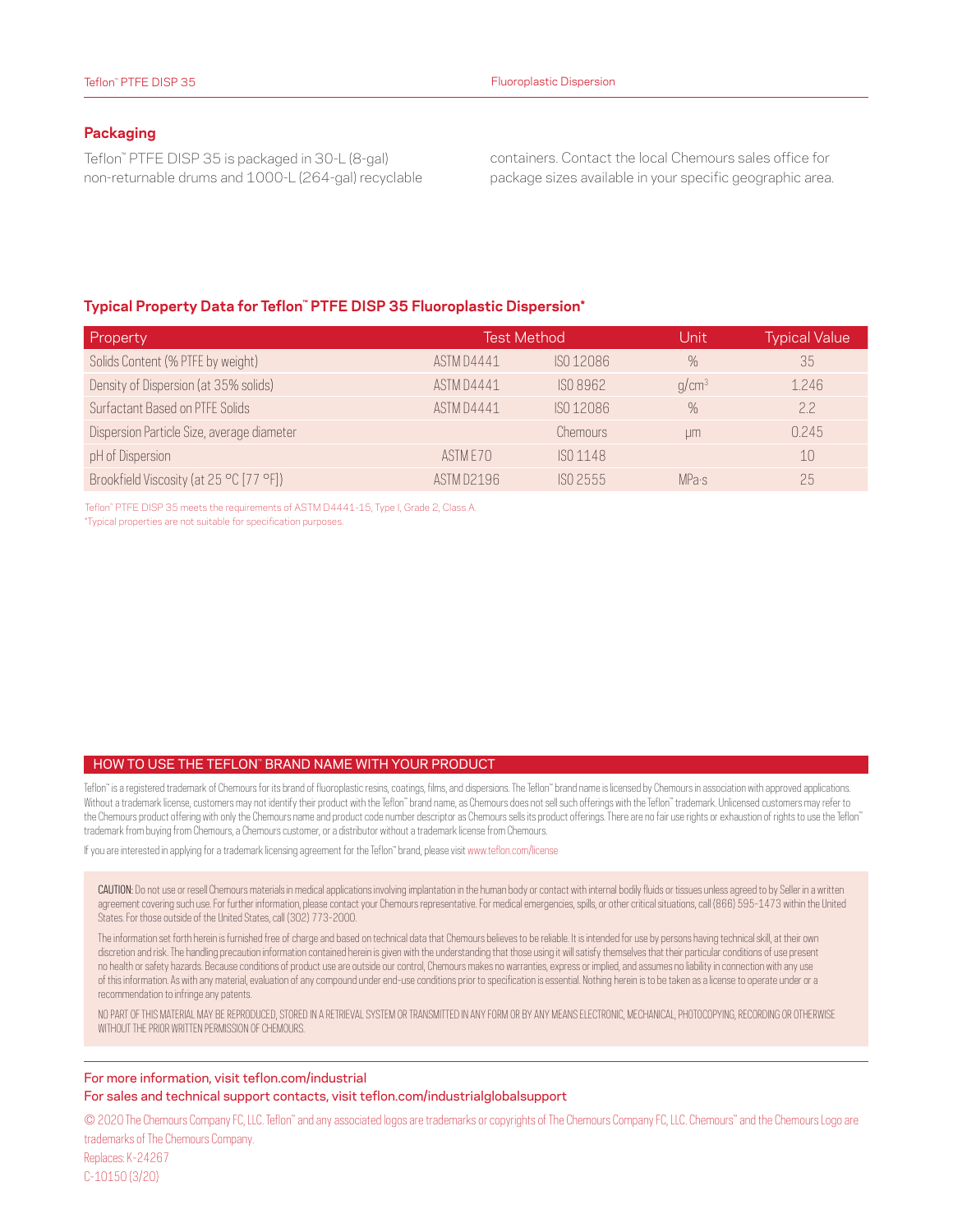## Packaging

Teflon™ PTFE DISP 35 is packaged in 30-L (8-gal) non-returnable drums and 1000-L (264-gal) recyclable containers. Contact the local Chemours sales office for package sizes available in your specific geographic area.

### Typical Property Data for Teflon™ PTFE DISP 35 Fluoroplastic Dispersion*

| Property | Test Method | | Unit | Typical Value |
|---|---|---|---|---|
| Solids Content (% PTFE by weight) | ASTM D4441 | ISO 12086 | % | 35 |
| Density of Dispersion (at 35% solids) | ASTM D4441 | ISO 8962 | $g/cm^3$ | 1.246 |
| Surfactant Based on PTFE Solids | ASTM D4441 | ISO 12086 | % | 2.2 |
| Dispersion Particle Size, average diameter | | Chemours | µm | 0.245 |
| pH of Dispersion | ASTM E70 | ISO 1148 | | 10 |
| Brookfield Viscosity (at 25 °C [77 °F]) | ASTM D2196 | ISO 2555 | MPa·s | 25 |

Teflon™ PTFE DISP 35 meets the requirements of ASTM D4441-15, Type I, Grade 2, Class A.
*Typical properties are not suitable for specification purposes.

### HOW TO USE THE TEFLON™ BRAND NAME WITH YOUR PRODUCT

Teflon™ is a registered trademark of Chemours for its brand of fluoroplastic resins, coatings, films, and dispersions. The Teflon™ brand name is licensed by Chemours in association with approved applications. Without a trademark license, customers may not identify their product with the Teflon™ brand name, as Chemours does not sell such offerings with the Teflon™ trademark. Unlicensed customers may refer to the Chemours product offering with only the Chemours name and product code number descriptor as Chemours sells its product offerings. There are no fair use rights or exhaustion of rights to use the Teflon™ trademark from buying from Chemours, a Chemours customer, or a distributor without a trademark license from Chemours.

If you are interested in applying for a trademark licensing agreement for the Teflon™ brand, please visit www.teflon.com/license

CAUTION: Do not use or resell Chemours materials in medical applications involving implantation in the human body or contact with internal bodily fluids or tissues unless agreed to by Seller in a written agreement covering such use. For further information, please contact your Chemours representative. For medical emergencies, spills, or other critical situations, call (866) 595-1473 within the United States. For those outside of the United States, call (302) 773-2000.

The information set forth herein is furnished free of charge and based on technical data that Chemours believes to be reliable. It is intended for use by persons having technical skill, at their own discretion and risk. The handling precaution information contained herein is given with the understanding that those using it will satisfy themselves that their particular conditions of use present no health or safety hazards. Because conditions of product use are outside our control, Chemours makes no warranties, express or implied, and assumes no liability in connection with any use of this information. As with any material, evaluation of any compound under end-use conditions prior to specification is essential. Nothing herein is to be taken as a license to operate under or a recommendation to infringe any patents.

NO PART OF THIS MATERIAL MAY BE REPRODUCED, STORED IN A RETRIEVAL SYSTEM OR TRANSMITTED IN ANY FORM OR BY ANY MEANS ELECTRONIC, MECHANICAL, PHOTOCOPYING, RECORDING OR OTHERWISE WITHOUT THE PRIOR WRITTEN PERMISSION OF CHEMOURS.

For more information, visit teflon.com/industrial
For sales and technical support contacts, visit teflon.com/industrialglobalsupport

© 2020 The Chemours Company FC, LLC. Teflon™ and any associated logos are trademarks or copyrights of The Chemours Company FC, LLC. Chemours™ and the Chemours Logo are trademarks of The Chemours Company.

Replaces: K-24267
C-10150 (3/20)